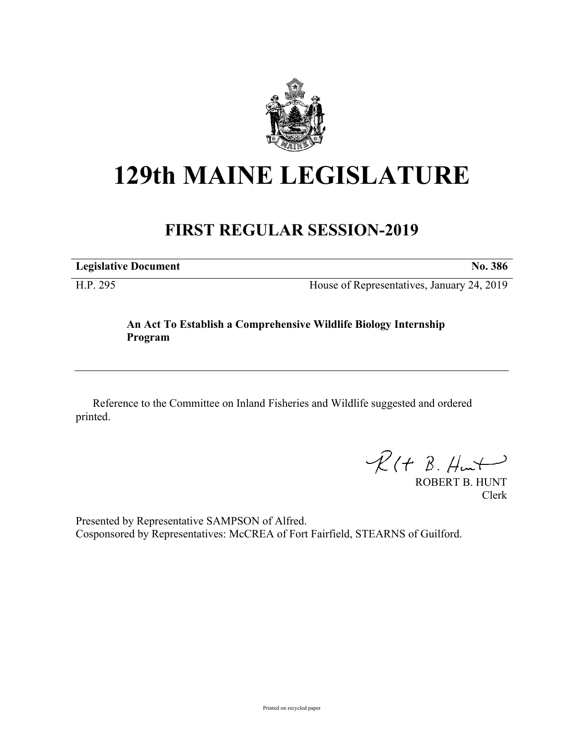# 129th MAINE LEGISLATURE

## FIRST REGULAR SESSION-2019

**Legislative Document** **No. 386**

H.P. 295 House of Representatives, January 24, 2019

**An Act To Establish a Comprehensive Wildlife Biology Internship Program**

Reference to the Committee on Inland Fisheries and Wildlife suggested and ordered printed.

ROBERT B. HUNT
Clerk

Presented by Representative SAMPSON of Alfred.
Cosponsored by Representatives: McCREA of Fort Fairfield, STEARNS of Guilford.

Printed on recycled paper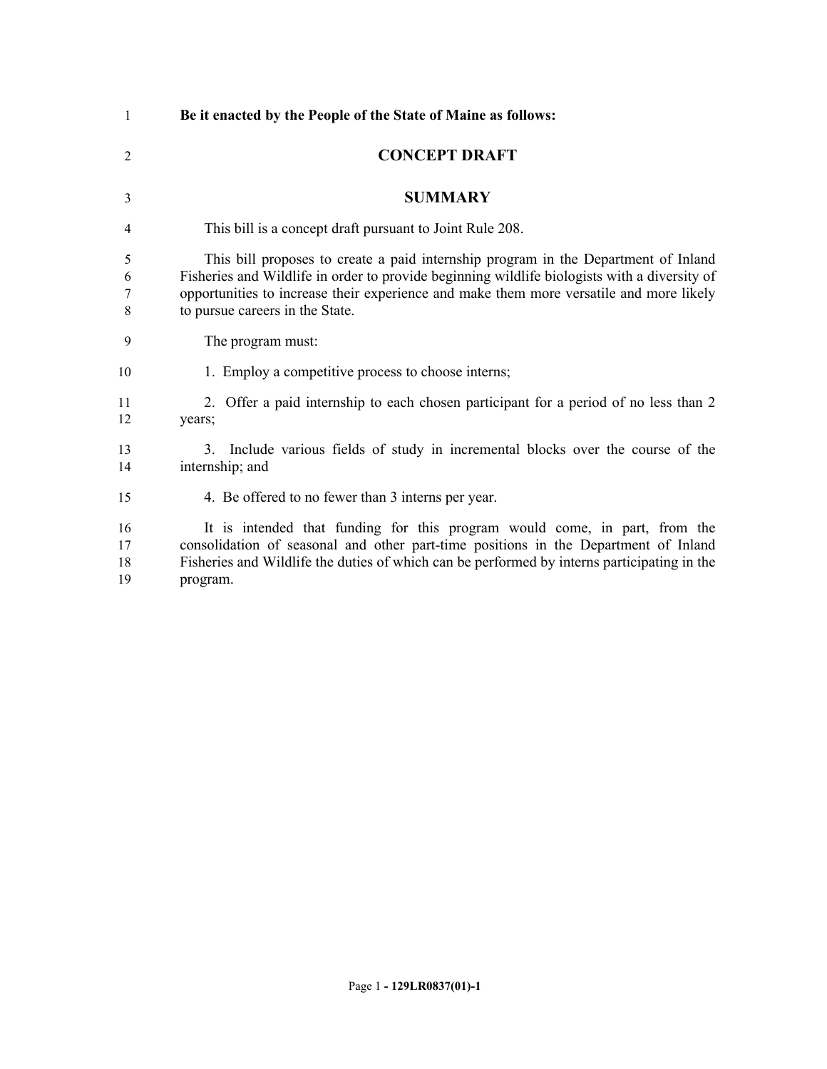**Be it enacted by the People of the State of Maine as follows:**

## CONCEPT DRAFT

## SUMMARY

This bill is a concept draft pursuant to Joint Rule 208.

This bill proposes to create a paid internship program in the Department of Inland Fisheries and Wildlife in order to provide beginning wildlife biologists with a diversity of opportunities to increase their experience and make them more versatile and more likely to pursue careers in the State.

The program must:

1. Employ a competitive process to choose interns;

2. Offer a paid internship to each chosen participant for a period of no less than 2 years;

3. Include various fields of study in incremental blocks over the course of the internship; and

4. Be offered to no fewer than 3 interns per year.

It is intended that funding for this program would come, in part, from the consolidation of seasonal and other part-time positions in the Department of Inland Fisheries and Wildlife the duties of which can be performed by interns participating in the program.